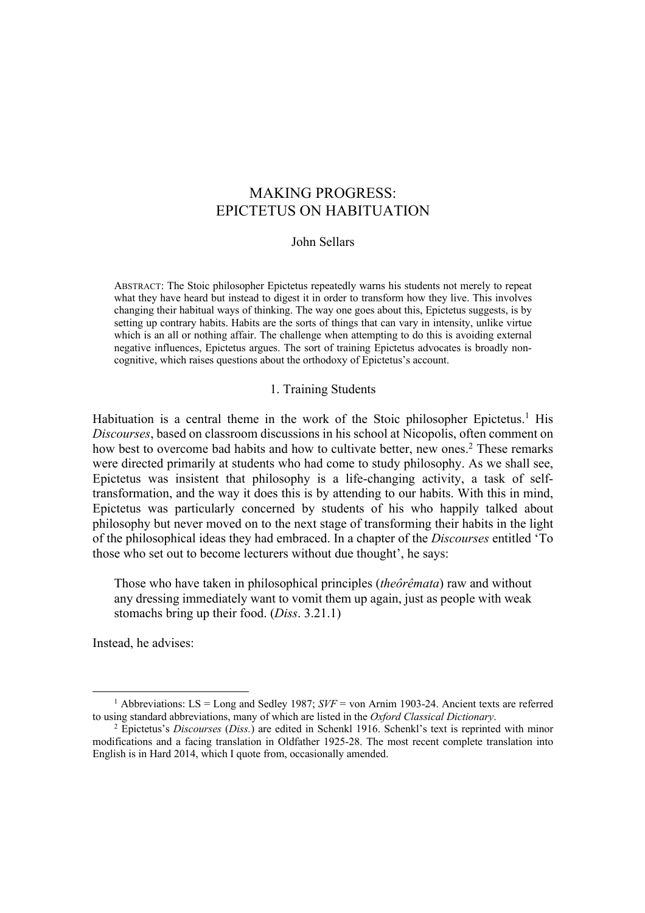# MAKING PROGRESS: EPICTETUS ON HABITUATION

John Sellars

ABSTRACT: The Stoic philosopher Epictetus repeatedly warns his students not merely to repeat what they have heard but instead to digest it in order to transform how they live. This involves changing their habitual ways of thinking. The way one goes about this, Epictetus suggests, is by setting up contrary habits. Habits are the sorts of things that can vary in intensity, unlike virtue which is an all or nothing affair. The challenge when attempting to do this is avoiding external negative influences, Epictetus argues. The sort of training Epictetus advocates is broadly non-cognitive, which raises questions about the orthodoxy of Epictetus's account.

## 1. Training Students

Habituation is a central theme in the work of the Stoic philosopher Epictetus.[1] His *Discourses*, based on classroom discussions in his school at Nicopolis, often comment on how best to overcome bad habits and how to cultivate better, new ones.[2] These remarks were directed primarily at students who had come to study philosophy. As we shall see, Epictetus was insistent that philosophy is a life-changing activity, a task of self-transformation, and the way it does this is by attending to our habits. With this in mind, Epictetus was particularly concerned by students of his who happily talked about philosophy but never moved on to the next stage of transforming their habits in the light of the philosophical ideas they had embraced. In a chapter of the *Discourses* entitled 'To those who set out to become lecturers without due thought', he says:

> Those who have taken in philosophical principles (*theôrêmata*) raw and without any dressing immediately want to vomit them up again, just as people with weak stomachs bring up their food. (*Diss*. 3.21.1)

Instead, he advises:

---

[1] Abbreviations: LS = Long and Sedley 1987; *SVF* = von Arnim 1903-24. Ancient texts are referred to using standard abbreviations, many of which are listed in the *Oxford Classical Dictionary*.

[2] Epictetus's *Discourses* (*Diss.*) are edited in Schenkl 1916. Schenkl's text is reprinted with minor modifications and a facing translation in Oldfather 1925-28. The most recent complete translation into English is in Hard 2014, which I quote from, occasionally amended.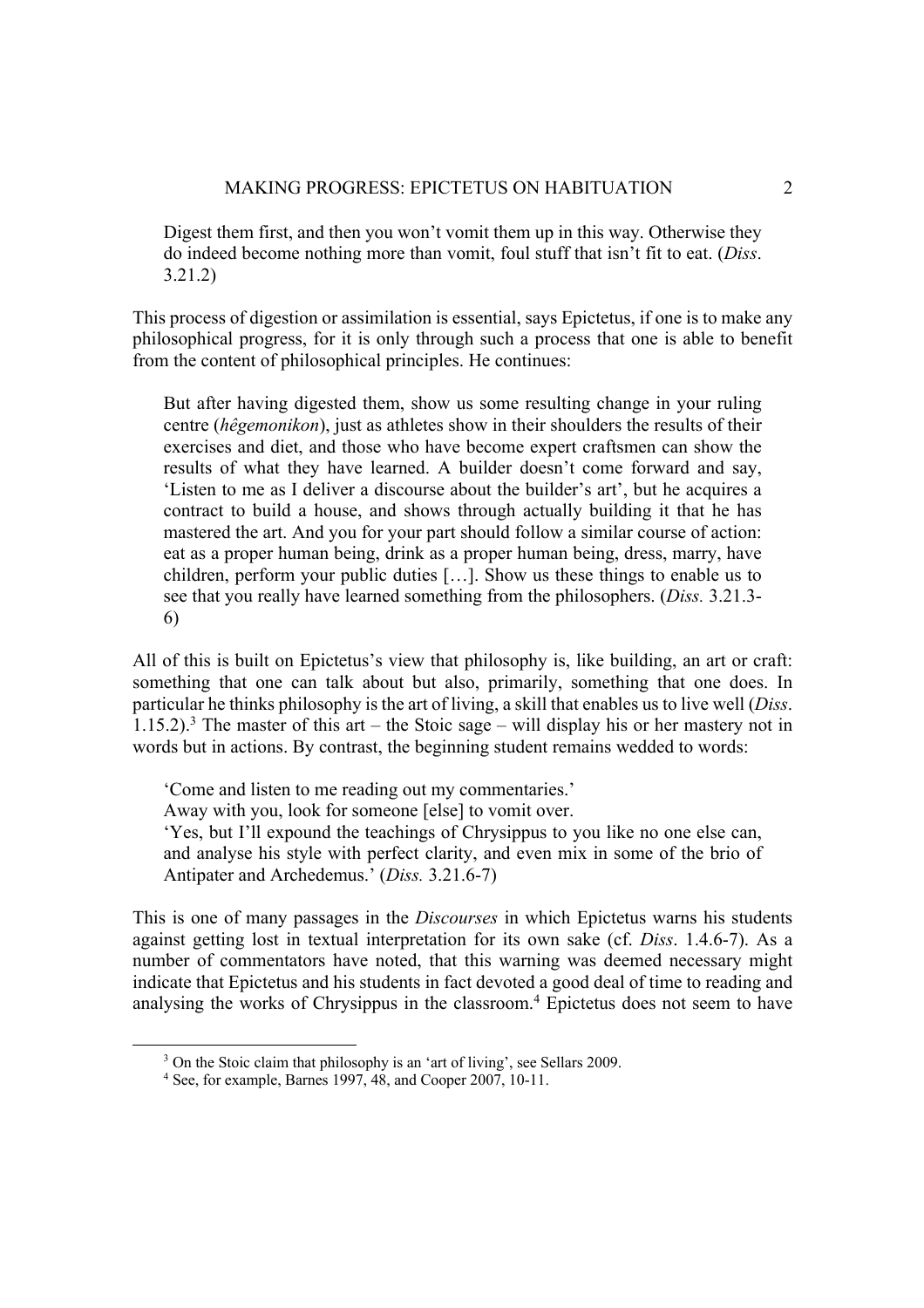> Digest them first, and then you won't vomit them up in this way. Otherwise they do indeed become nothing more than vomit, foul stuff that isn't fit to eat. (*Diss*. 3.21.2)

This process of digestion or assimilation is essential, says Epictetus, if one is to make any philosophical progress, for it is only through such a process that one is able to benefit from the content of philosophical principles. He continues:

> But after having digested them, show us some resulting change in your ruling centre (*hêgemonikon*), just as athletes show in their shoulders the results of their exercises and diet, and those who have become expert craftsmen can show the results of what they have learned. A builder doesn't come forward and say, 'Listen to me as I deliver a discourse about the builder's art', but he acquires a contract to build a house, and shows through actually building it that he has mastered the art. And you for your part should follow a similar course of action: eat as a proper human being, drink as a proper human being, dress, marry, have children, perform your public duties […]. Show us these things to enable us to see that you really have learned something from the philosophers. (*Diss.* 3.21.3-6)

All of this is built on Epictetus's view that philosophy is, like building, an art or craft: something that one can talk about but also, primarily, something that one does. In particular he thinks philosophy is the art of living, a skill that enables us to live well (*Diss*. 1.15.2).[3] The master of this art – the Stoic sage – will display his or her mastery not in words but in actions. By contrast, the beginning student remains wedded to words:

> 'Come and listen to me reading out my commentaries.'
> Away with you, look for someone [else] to vomit over.
> 'Yes, but I'll expound the teachings of Chrysippus to you like no one else can, and analyse his style with perfect clarity, and even mix in some of the brio of Antipater and Archedemus.' (*Diss.* 3.21.6-7)

This is one of many passages in the *Discourses* in which Epictetus warns his students against getting lost in textual interpretation for its own sake (cf. *Diss*. 1.4.6-7). As a number of commentators have noted, that this warning was deemed necessary might indicate that Epictetus and his students in fact devoted a good deal of time to reading and analysing the works of Chrysippus in the classroom.[4] Epictetus does not seem to have

[3] On the Stoic claim that philosophy is an 'art of living', see Sellars 2009.

[4] See, for example, Barnes 1997, 48, and Cooper 2007, 10-11.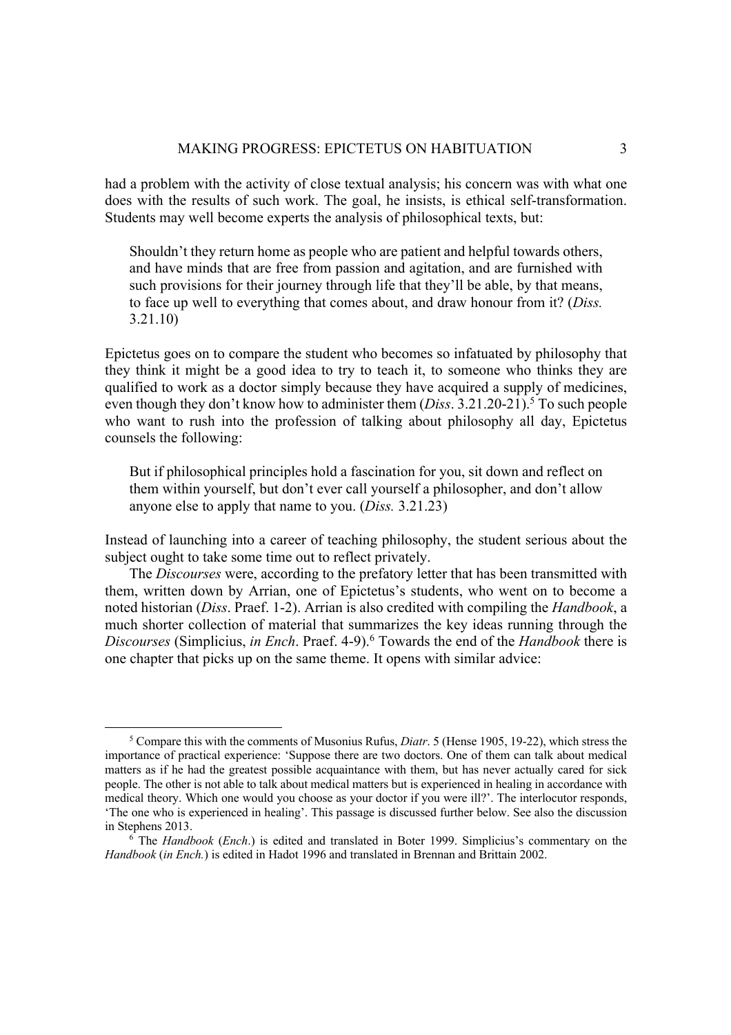had a problem with the activity of close textual analysis; his concern was with what one does with the results of such work. The goal, he insists, is ethical self-transformation. Students may well become experts the analysis of philosophical texts, but:

> Shouldn't they return home as people who are patient and helpful towards others, and have minds that are free from passion and agitation, and are furnished with such provisions for their journey through life that they'll be able, by that means, to face up well to everything that comes about, and draw honour from it? (*Diss.* 3.21.10)

Epictetus goes on to compare the student who becomes so infatuated by philosophy that they think it might be a good idea to try to teach it, to someone who thinks they are qualified to work as a doctor simply because they have acquired a supply of medicines, even though they don't know how to administer them (*Diss*. 3.21.20-21).[5] To such people who want to rush into the profession of talking about philosophy all day, Epictetus counsels the following:

> But if philosophical principles hold a fascination for you, sit down and reflect on them within yourself, but don't ever call yourself a philosopher, and don't allow anyone else to apply that name to you. (*Diss.* 3.21.23)

Instead of launching into a career of teaching philosophy, the student serious about the subject ought to take some time out to reflect privately.

The *Discourses* were, according to the prefatory letter that has been transmitted with them, written down by Arrian, one of Epictetus's students, who went on to become a noted historian (*Diss*. Praef. 1-2). Arrian is also credited with compiling the *Handbook*, a much shorter collection of material that summarizes the key ideas running through the *Discourses* (Simplicius, *in Ench*. Praef. 4-9).[6] Towards the end of the *Handbook* there is one chapter that picks up on the same theme. It opens with similar advice:

---

[5] Compare this with the comments of Musonius Rufus, *Diatr*. 5 (Hense 1905, 19-22), which stress the importance of practical experience: 'Suppose there are two doctors. One of them can talk about medical matters as if he had the greatest possible acquaintance with them, but has never actually cared for sick people. The other is not able to talk about medical matters but is experienced in healing in accordance with medical theory. Which one would you choose as your doctor if you were ill?'. The interlocutor responds, 'The one who is experienced in healing'. This passage is discussed further below. See also the discussion in Stephens 2013.

[6] The *Handbook* (*Ench*.) is edited and translated in Boter 1999. Simplicius's commentary on the *Handbook* (*in Ench.*) is edited in Hadot 1996 and translated in Brennan and Brittain 2002.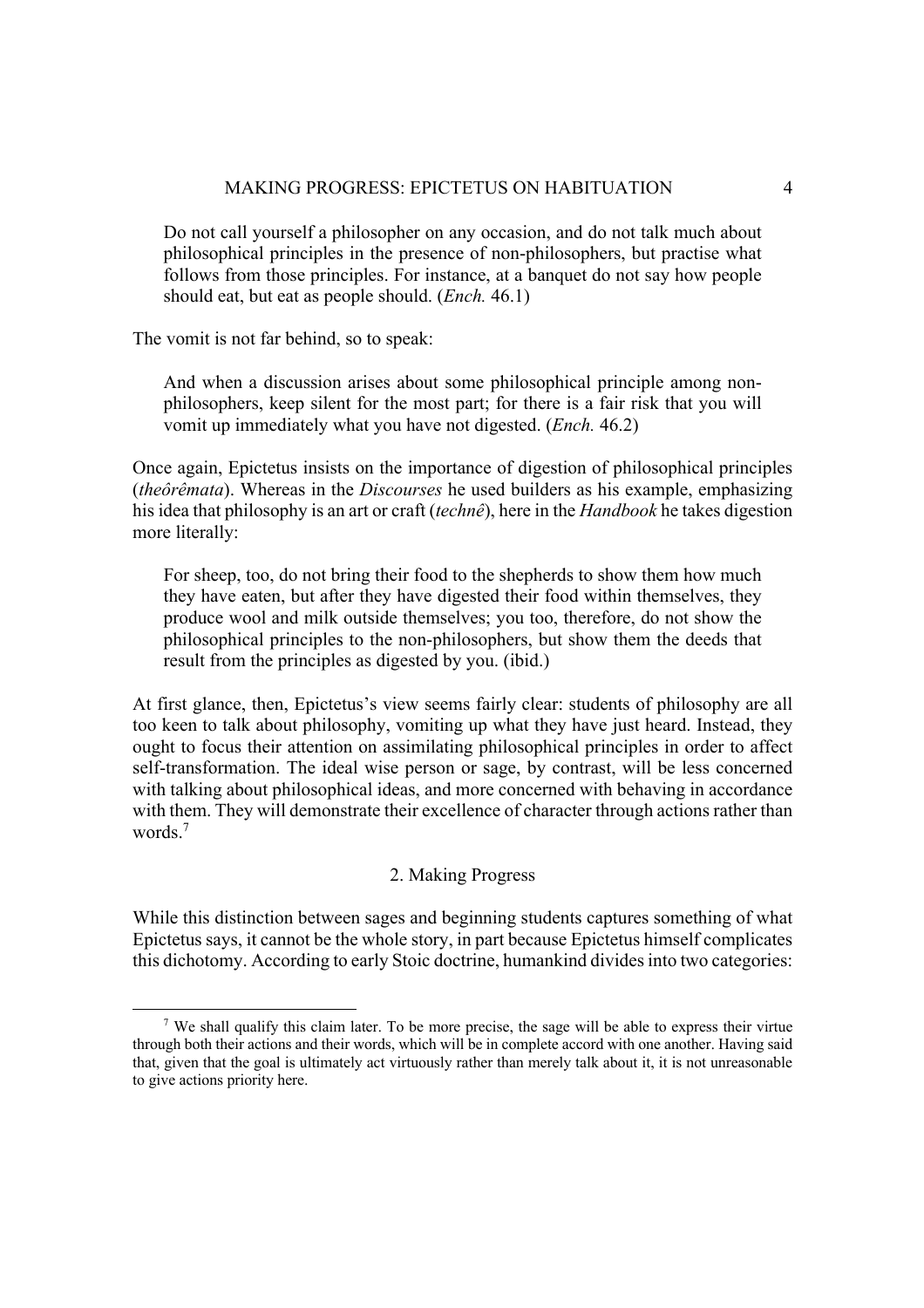> Do not call yourself a philosopher on any occasion, and do not talk much about philosophical principles in the presence of non-philosophers, but practise what follows from those principles. For instance, at a banquet do not say how people should eat, but eat as people should. (*Ench.* 46.1)

The vomit is not far behind, so to speak:

> And when a discussion arises about some philosophical principle among non-philosophers, keep silent for the most part; for there is a fair risk that you will vomit up immediately what you have not digested. (*Ench.* 46.2)

Once again, Epictetus insists on the importance of digestion of philosophical principles (*theôrêmata*). Whereas in the *Discourses* he used builders as his example, emphasizing his idea that philosophy is an art or craft (*technê*), here in the *Handbook* he takes digestion more literally:

> For sheep, too, do not bring their food to the shepherds to show them how much they have eaten, but after they have digested their food within themselves, they produce wool and milk outside themselves; you too, therefore, do not show the philosophical principles to the non-philosophers, but show them the deeds that result from the principles as digested by you. (ibid.)

At first glance, then, Epictetus's view seems fairly clear: students of philosophy are all too keen to talk about philosophy, vomiting up what they have just heard. Instead, they ought to focus their attention on assimilating philosophical principles in order to affect self-transformation. The ideal wise person or sage, by contrast, will be less concerned with talking about philosophical ideas, and more concerned with behaving in accordance with them. They will demonstrate their excellence of character through actions rather than words.[7]

## 2. Making Progress

While this distinction between sages and beginning students captures something of what Epictetus says, it cannot be the whole story, in part because Epictetus himself complicates this dichotomy. According to early Stoic doctrine, humankind divides into two categories:

---

[7] We shall qualify this claim later. To be more precise, the sage will be able to express their virtue through both their actions and their words, which will be in complete accord with one another. Having said that, given that the goal is ultimately act virtuously rather than merely talk about it, it is not unreasonable to give actions priority here.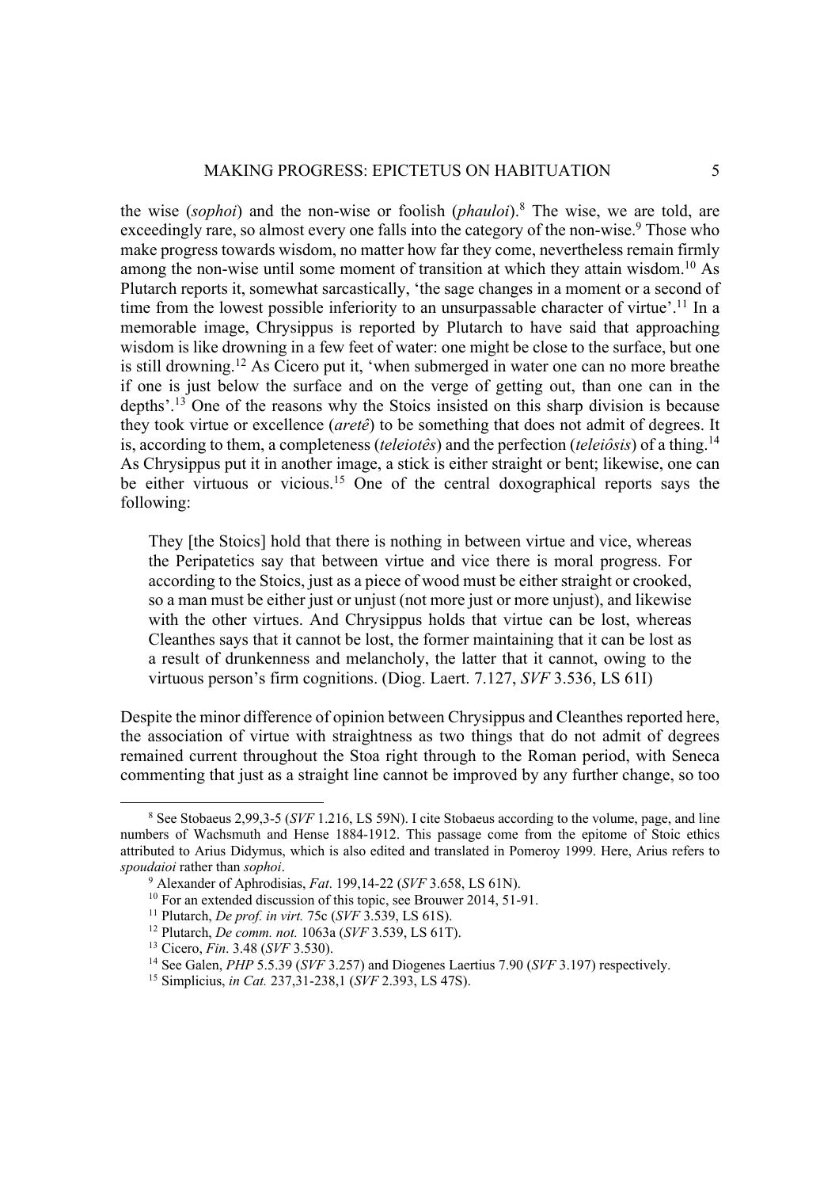the wise (*sophoi*) and the non-wise or foolish (*phauloi*).[8] The wise, we are told, are exceedingly rare, so almost every one falls into the category of the non-wise.[9] Those who make progress towards wisdom, no matter how far they come, nevertheless remain firmly among the non-wise until some moment of transition at which they attain wisdom.[10] As Plutarch reports it, somewhat sarcastically, 'the sage changes in a moment or a second of time from the lowest possible inferiority to an unsurpassable character of virtue'.[11] In a memorable image, Chrysippus is reported by Plutarch to have said that approaching wisdom is like drowning in a few feet of water: one might be close to the surface, but one is still drowning.[12] As Cicero put it, 'when submerged in water one can no more breathe if one is just below the surface and on the verge of getting out, than one can in the depths'.[13] One of the reasons why the Stoics insisted on this sharp division is because they took virtue or excellence (*aretê*) to be something that does not admit of degrees. It is, according to them, a completeness (*teleiotês*) and the perfection (*teleiôsis*) of a thing.[14] As Chrysippus put it in another image, a stick is either straight or bent; likewise, one can be either virtuous or vicious.[15] One of the central doxographical reports says the following:

> They [the Stoics] hold that there is nothing in between virtue and vice, whereas the Peripatetics say that between virtue and vice there is moral progress. For according to the Stoics, just as a piece of wood must be either straight or crooked, so a man must be either just or unjust (not more just or more unjust), and likewise with the other virtues. And Chrysippus holds that virtue can be lost, whereas Cleanthes says that it cannot be lost, the former maintaining that it can be lost as a result of drunkenness and melancholy, the latter that it cannot, owing to the virtuous person's firm cognitions. (Diog. Laert. 7.127, *SVF* 3.536, LS 61I)

Despite the minor difference of opinion between Chrysippus and Cleanthes reported here, the association of virtue with straightness as two things that do not admit of degrees remained current throughout the Stoa right through to the Roman period, with Seneca commenting that just as a straight line cannot be improved by any further change, so too

---

[8] See Stobaeus 2,99,3-5 (*SVF* 1.216, LS 59N). I cite Stobaeus according to the volume, page, and line numbers of Wachsmuth and Hense 1884-1912. This passage come from the epitome of Stoic ethics attributed to Arius Didymus, which is also edited and translated in Pomeroy 1999. Here, Arius refers to *spoudaioi* rather than *sophoi*.

[9] Alexander of Aphrodisias, *Fat*. 199,14-22 (*SVF* 3.658, LS 61N).

[10] For an extended discussion of this topic, see Brouwer 2014, 51-91.

[11] Plutarch, *De prof. in virt.* 75c (*SVF* 3.539, LS 61S).

[12] Plutarch, *De comm. not.* 1063a (*SVF* 3.539, LS 61T).

[13] Cicero, *Fin*. 3.48 (*SVF* 3.530).

[14] See Galen, *PHP* 5.5.39 (*SVF* 3.257) and Diogenes Laertius 7.90 (*SVF* 3.197) respectively.

[15] Simplicius, *in Cat.* 237,31-238,1 (*SVF* 2.393, LS 47S).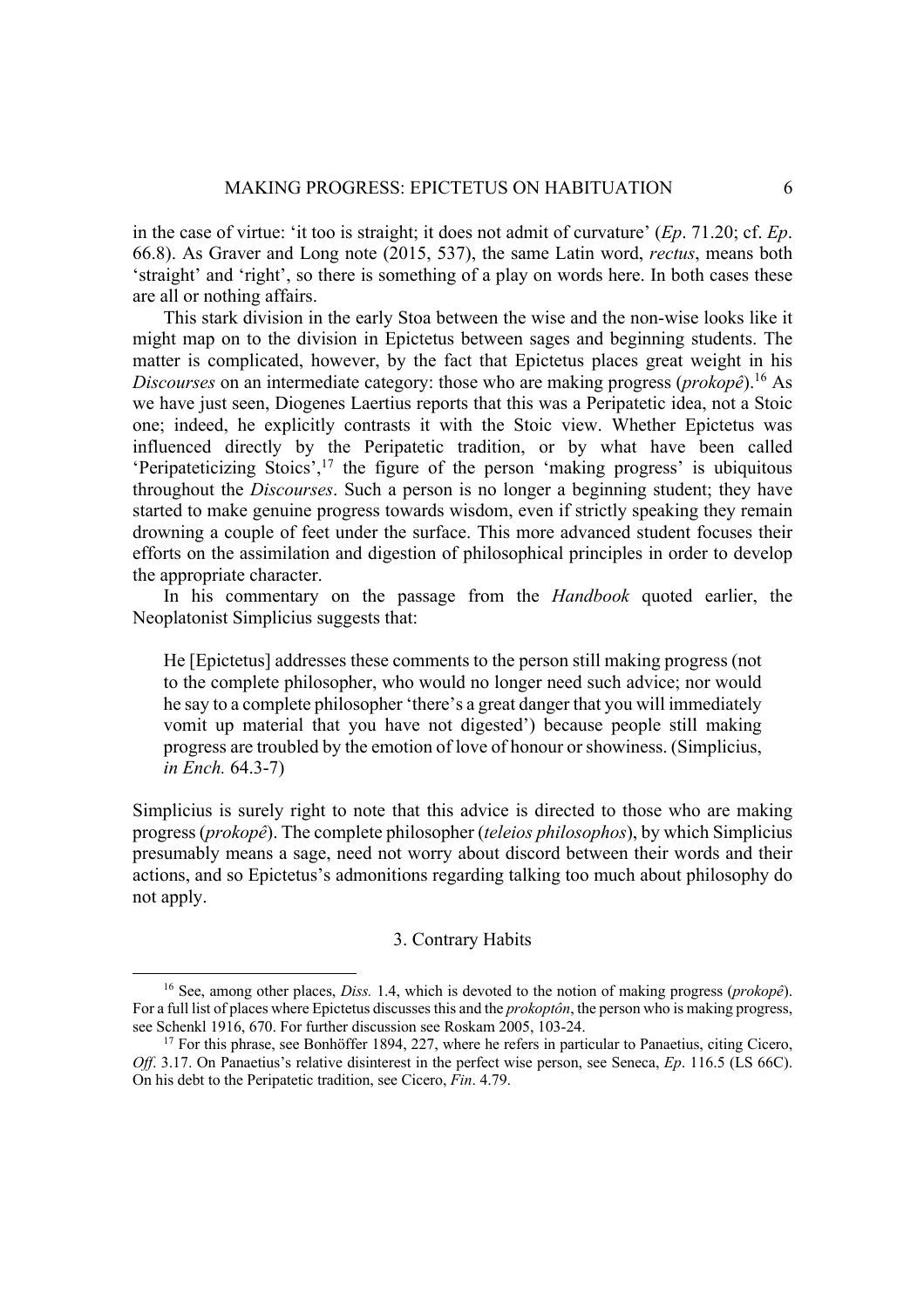in the case of virtue: 'it too is straight; it does not admit of curvature' (*Ep*. 71.20; cf. *Ep*. 66.8). As Graver and Long note (2015, 537), the same Latin word, *rectus*, means both 'straight' and 'right', so there is something of a play on words here. In both cases these are all or nothing affairs.

This stark division in the early Stoa between the wise and the non-wise looks like it might map on to the division in Epictetus between sages and beginning students. The matter is complicated, however, by the fact that Epictetus places great weight in his *Discourses* on an intermediate category: those who are making progress (*prokopê*).[16] As we have just seen, Diogenes Laertius reports that this was a Peripatetic idea, not a Stoic one; indeed, he explicitly contrasts it with the Stoic view. Whether Epictetus was influenced directly by the Peripatetic tradition, or by what have been called 'Peripateticizing Stoics',[17] the figure of the person 'making progress' is ubiquitous throughout the *Discourses*. Such a person is no longer a beginning student; they have started to make genuine progress towards wisdom, even if strictly speaking they remain drowning a couple of feet under the surface. This more advanced student focuses their efforts on the assimilation and digestion of philosophical principles in order to develop the appropriate character.

In his commentary on the passage from the *Handbook* quoted earlier, the Neoplatonist Simplicius suggests that:

> He [Epictetus] addresses these comments to the person still making progress (not to the complete philosopher, who would no longer need such advice; nor would he say to a complete philosopher 'there's a great danger that you will immediately vomit up material that you have not digested') because people still making progress are troubled by the emotion of love of honour or showiness. (Simplicius, *in Ench.* 64.3-7)

Simplicius is surely right to note that this advice is directed to those who are making progress (*prokopê*). The complete philosopher (*teleios philosophos*), by which Simplicius presumably means a sage, need not worry about discord between their words and their actions, and so Epictetus's admonitions regarding talking too much about philosophy do not apply.

## 3. Contrary Habits

[16] See, among other places, *Diss.* 1.4, which is devoted to the notion of making progress (*prokopê*). For a full list of places where Epictetus discusses this and the *prokoptôn*, the person who is making progress, see Schenkl 1916, 670. For further discussion see Roskam 2005, 103-24.

[17] For this phrase, see Bonhöffer 1894, 227, where he refers in particular to Panaetius, citing Cicero, *Off*. 3.17. On Panaetius's relative disinterest in the perfect wise person, see Seneca, *Ep*. 116.5 (LS 66C). On his debt to the Peripatetic tradition, see Cicero, *Fin*. 4.79.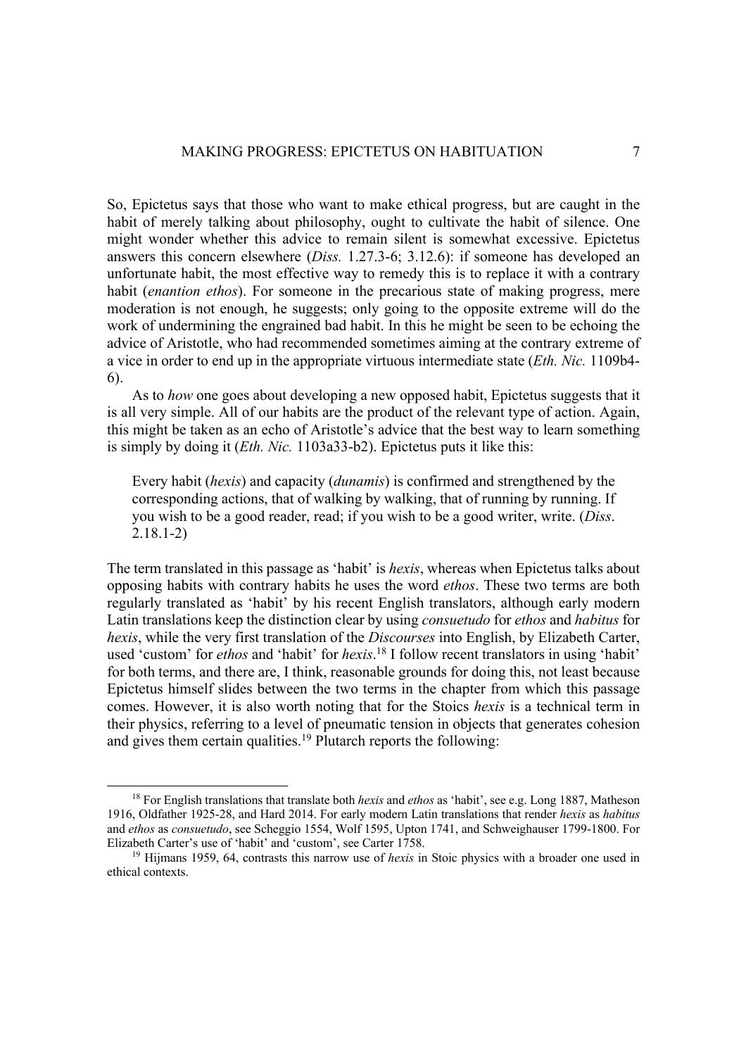So, Epictetus says that those who want to make ethical progress, but are caught in the habit of merely talking about philosophy, ought to cultivate the habit of silence. One might wonder whether this advice to remain silent is somewhat excessive. Epictetus answers this concern elsewhere (*Diss.* 1.27.3-6; 3.12.6): if someone has developed an unfortunate habit, the most effective way to remedy this is to replace it with a contrary habit (*enantion ethos*). For someone in the precarious state of making progress, mere moderation is not enough, he suggests; only going to the opposite extreme will do the work of undermining the engrained bad habit. In this he might be seen to be echoing the advice of Aristotle, who had recommended sometimes aiming at the contrary extreme of a vice in order to end up in the appropriate virtuous intermediate state (*Eth. Nic.* 1109b4-6).

As to *how* one goes about developing a new opposed habit, Epictetus suggests that it is all very simple. All of our habits are the product of the relevant type of action. Again, this might be taken as an echo of Aristotle's advice that the best way to learn something is simply by doing it (*Eth. Nic.* 1103a33-b2). Epictetus puts it like this:

> Every habit (*hexis*) and capacity (*dunamis*) is confirmed and strengthened by the corresponding actions, that of walking by walking, that of running by running. If you wish to be a good reader, read; if you wish to be a good writer, write. (*Diss*. 2.18.1-2)

The term translated in this passage as 'habit' is *hexis*, whereas when Epictetus talks about opposing habits with contrary habits he uses the word *ethos*. These two terms are both regularly translated as 'habit' by his recent English translators, although early modern Latin translations keep the distinction clear by using *consuetudo* for *ethos* and *habitus* for *hexis*, while the very first translation of the *Discourses* into English, by Elizabeth Carter, used 'custom' for *ethos* and 'habit' for *hexis*.[18] I follow recent translators in using 'habit' for both terms, and there are, I think, reasonable grounds for doing this, not least because Epictetus himself slides between the two terms in the chapter from which this passage comes. However, it is also worth noting that for the Stoics *hexis* is a technical term in their physics, referring to a level of pneumatic tension in objects that generates cohesion and gives them certain qualities.[19] Plutarch reports the following:

---

[18] For English translations that translate both *hexis* and *ethos* as 'habit', see e.g. Long 1887, Matheson 1916, Oldfather 1925-28, and Hard 2014. For early modern Latin translations that render *hexis* as *habitus* and *ethos* as *consuetudo*, see Scheggio 1554, Wolf 1595, Upton 1741, and Schweighauser 1799-1800. For Elizabeth Carter's use of 'habit' and 'custom', see Carter 1758.

[19] Hijmans 1959, 64, contrasts this narrow use of *hexis* in Stoic physics with a broader one used in ethical contexts.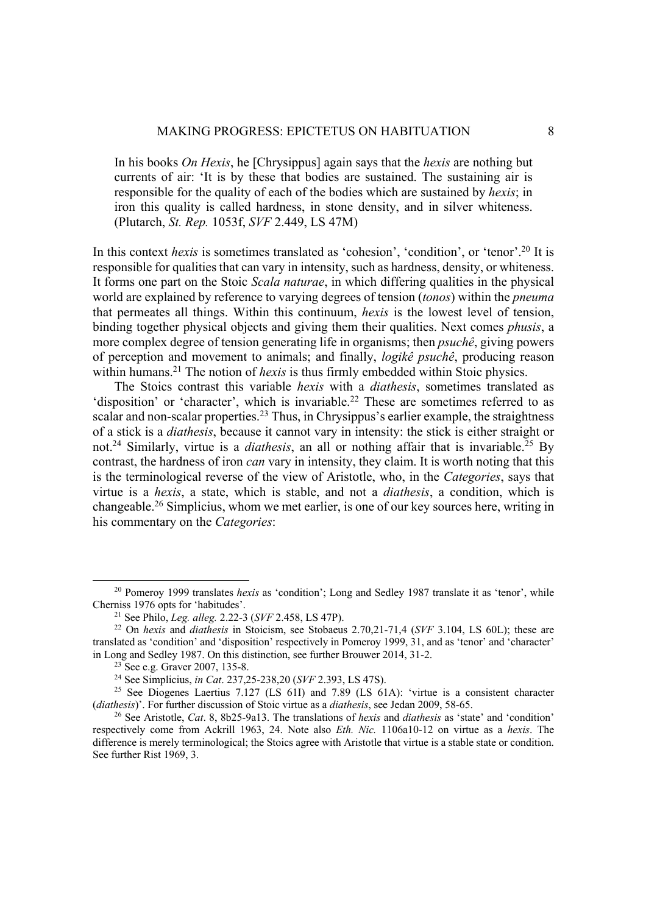> In his books *On Hexis*, he [Chrysippus] again says that the *hexis* are nothing but currents of air: 'It is by these that bodies are sustained. The sustaining air is responsible for the quality of each of the bodies which are sustained by *hexis*; in iron this quality is called hardness, in stone density, and in silver whiteness. (Plutarch, *St. Rep.* 1053f, *SVF* 2.449, LS 47M)

In this context *hexis* is sometimes translated as 'cohesion', 'condition', or 'tenor'.[20] It is responsible for qualities that can vary in intensity, such as hardness, density, or whiteness. It forms one part on the Stoic *Scala naturae*, in which differing qualities in the physical world are explained by reference to varying degrees of tension (*tonos*) within the *pneuma* that permeates all things. Within this continuum, *hexis* is the lowest level of tension, binding together physical objects and giving them their qualities. Next comes *phusis*, a more complex degree of tension generating life in organisms; then *psuchê*, giving powers of perception and movement to animals; and finally, *logikê psuchê*, producing reason within humans.[21] The notion of *hexis* is thus firmly embedded within Stoic physics.

The Stoics contrast this variable *hexis* with a *diathesis*, sometimes translated as 'disposition' or 'character', which is invariable.[22] These are sometimes referred to as scalar and non-scalar properties.[23] Thus, in Chrysippus's earlier example, the straightness of a stick is a *diathesis*, because it cannot vary in intensity: the stick is either straight or not.[24] Similarly, virtue is a *diathesis*, an all or nothing affair that is invariable.[25] By contrast, the hardness of iron *can* vary in intensity, they claim. It is worth noting that this is the terminological reverse of the view of Aristotle, who, in the *Categories*, says that virtue is a *hexis*, a state, which is stable, and not a *diathesis*, a condition, which is changeable.[26] Simplicius, whom we met earlier, is one of our key sources here, writing in his commentary on the *Categories*:

---

[20] Pomeroy 1999 translates *hexis* as 'condition'; Long and Sedley 1987 translate it as 'tenor', while Cherniss 1976 opts for 'habitudes'.

[21] See Philo, *Leg. alleg.* 2.22-3 (*SVF* 2.458, LS 47P).

[22] On *hexis* and *diathesis* in Stoicism, see Stobaeus 2.70,21-71,4 (*SVF* 3.104, LS 60L); these are translated as 'condition' and 'disposition' respectively in Pomeroy 1999, 31, and as 'tenor' and 'character' in Long and Sedley 1987. On this distinction, see further Brouwer 2014, 31-2.

[23] See e.g. Graver 2007, 135-8.

[24] See Simplicius, *in Cat*. 237,25-238,20 (*SVF* 2.393, LS 47S).

[25] See Diogenes Laertius 7.127 (LS 61I) and 7.89 (LS 61A): 'virtue is a consistent character (*diathesis*)'. For further discussion of Stoic virtue as a *diathesis*, see Jedan 2009, 58-65.

[26] See Aristotle, *Cat*. 8, 8b25-9a13. The translations of *hexis* and *diathesis* as 'state' and 'condition' respectively come from Ackrill 1963, 24. Note also *Eth. Nic.* 1106a10-12 on virtue as a *hexis*. The difference is merely terminological; the Stoics agree with Aristotle that virtue is a stable state or condition. See further Rist 1969, 3.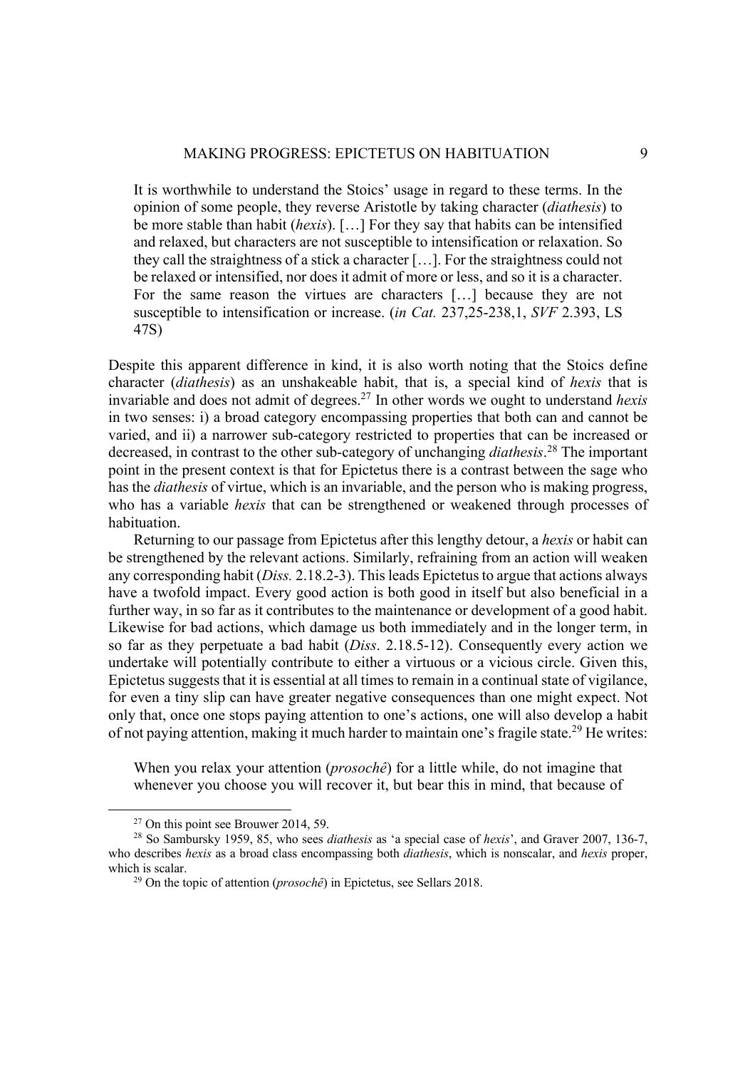> It is worthwhile to understand the Stoics' usage in regard to these terms. In the opinion of some people, they reverse Aristotle by taking character (*diathesis*) to be more stable than habit (*hexis*). […] For they say that habits can be intensified and relaxed, but characters are not susceptible to intensification or relaxation. So they call the straightness of a stick a character […]. For the straightness could not be relaxed or intensified, nor does it admit of more or less, and so it is a character. For the same reason the virtues are characters […] because they are not susceptible to intensification or increase. (*in Cat.* 237,25-238,1, *SVF* 2.393, LS 47S)

Despite this apparent difference in kind, it is also worth noting that the Stoics define character (*diathesis*) as an unshakeable habit, that is, a special kind of *hexis* that is invariable and does not admit of degrees.[27] In other words we ought to understand *hexis* in two senses: i) a broad category encompassing properties that both can and cannot be varied, and ii) a narrower sub-category restricted to properties that can be increased or decreased, in contrast to the other sub-category of unchanging *diathesis*.[28] The important point in the present context is that for Epictetus there is a contrast between the sage who has the *diathesis* of virtue, which is an invariable, and the person who is making progress, who has a variable *hexis* that can be strengthened or weakened through processes of habituation.

Returning to our passage from Epictetus after this lengthy detour, a *hexis* or habit can be strengthened by the relevant actions. Similarly, refraining from an action will weaken any corresponding habit (*Diss.* 2.18.2-3). This leads Epictetus to argue that actions always have a twofold impact. Every good action is both good in itself but also beneficial in a further way, in so far as it contributes to the maintenance or development of a good habit. Likewise for bad actions, which damage us both immediately and in the longer term, in so far as they perpetuate a bad habit (*Diss*. 2.18.5-12). Consequently every action we undertake will potentially contribute to either a virtuous or a vicious circle. Given this, Epictetus suggests that it is essential at all times to remain in a continual state of vigilance, for even a tiny slip can have greater negative consequences than one might expect. Not only that, once one stops paying attention to one's actions, one will also develop a habit of not paying attention, making it much harder to maintain one's fragile state.[29] He writes:

> When you relax your attention (*prosochê*) for a little while, do not imagine that whenever you choose you will recover it, but bear this in mind, that because of

---

[27] On this point see Brouwer 2014, 59.

[28] So Sambursky 1959, 85, who sees *diathesis* as 'a special case of *hexis*', and Graver 2007, 136-7, who describes *hexis* as a broad class encompassing both *diathesis*, which is nonscalar, and *hexis* proper, which is scalar.

[29] On the topic of attention (*prosochê*) in Epictetus, see Sellars 2018.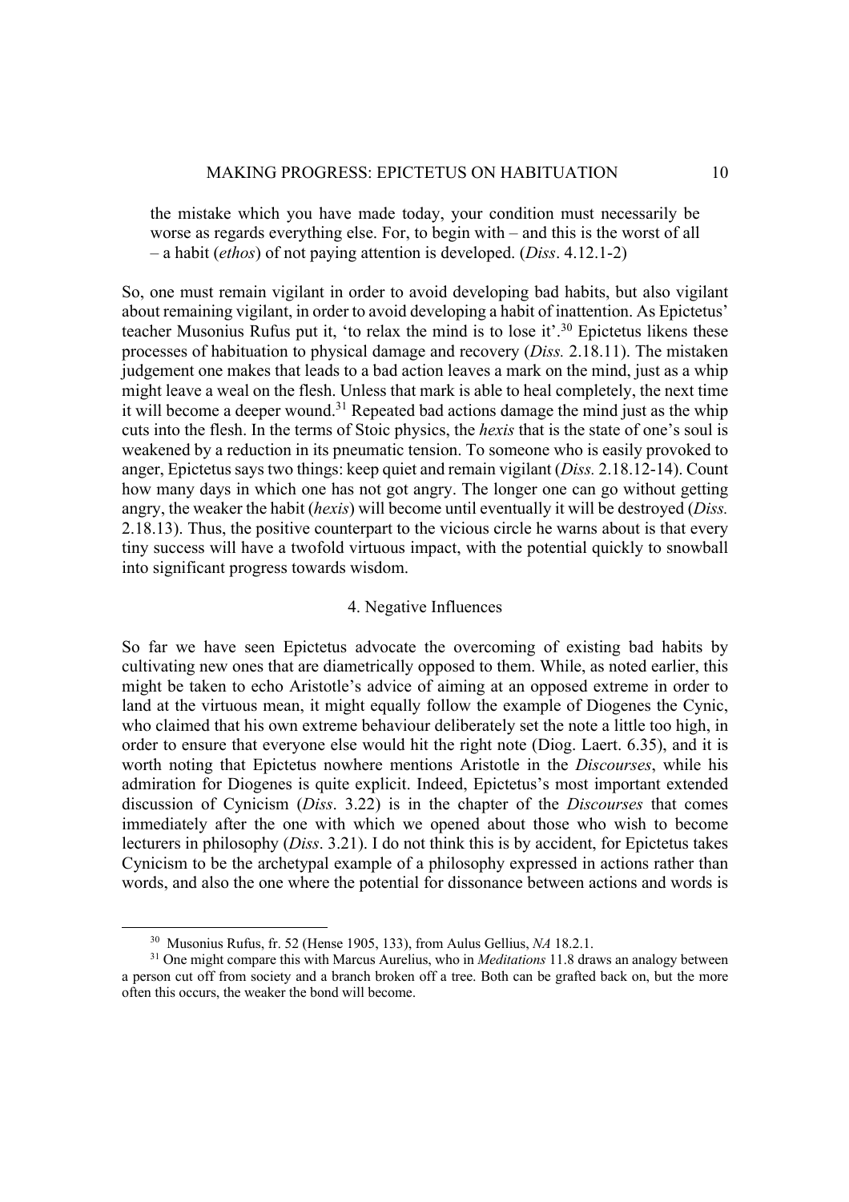> the mistake which you have made today, your condition must necessarily be worse as regards everything else. For, to begin with – and this is the worst of all – a habit (*ethos*) of not paying attention is developed. (*Diss*. 4.12.1-2)

So, one must remain vigilant in order to avoid developing bad habits, but also vigilant about remaining vigilant, in order to avoid developing a habit of inattention. As Epictetus' teacher Musonius Rufus put it, 'to relax the mind is to lose it'.[30] Epictetus likens these processes of habituation to physical damage and recovery (*Diss.* 2.18.11). The mistaken judgement one makes that leads to a bad action leaves a mark on the mind, just as a whip might leave a weal on the flesh. Unless that mark is able to heal completely, the next time it will become a deeper wound.[31] Repeated bad actions damage the mind just as the whip cuts into the flesh. In the terms of Stoic physics, the *hexis* that is the state of one's soul is weakened by a reduction in its pneumatic tension. To someone who is easily provoked to anger, Epictetus says two things: keep quiet and remain vigilant (*Diss.* 2.18.12-14). Count how many days in which one has not got angry. The longer one can go without getting angry, the weaker the habit (*hexis*) will become until eventually it will be destroyed (*Diss.* 2.18.13). Thus, the positive counterpart to the vicious circle he warns about is that every tiny success will have a twofold virtuous impact, with the potential quickly to snowball into significant progress towards wisdom.

## 4. Negative Influences

So far we have seen Epictetus advocate the overcoming of existing bad habits by cultivating new ones that are diametrically opposed to them. While, as noted earlier, this might be taken to echo Aristotle's advice of aiming at an opposed extreme in order to land at the virtuous mean, it might equally follow the example of Diogenes the Cynic, who claimed that his own extreme behaviour deliberately set the note a little too high, in order to ensure that everyone else would hit the right note (Diog. Laert. 6.35), and it is worth noting that Epictetus nowhere mentions Aristotle in the *Discourses*, while his admiration for Diogenes is quite explicit. Indeed, Epictetus's most important extended discussion of Cynicism (*Diss*. 3.22) is in the chapter of the *Discourses* that comes immediately after the one with which we opened about those who wish to become lecturers in philosophy (*Diss*. 3.21). I do not think this is by accident, for Epictetus takes Cynicism to be the archetypal example of a philosophy expressed in actions rather than words, and also the one where the potential for dissonance between actions and words is

---

[30] Musonius Rufus, fr. 52 (Hense 1905, 133), from Aulus Gellius, *NA* 18.2.1.

[31] One might compare this with Marcus Aurelius, who in *Meditations* 11.8 draws an analogy between a person cut off from society and a branch broken off a tree. Both can be grafted back on, but the more often this occurs, the weaker the bond will become.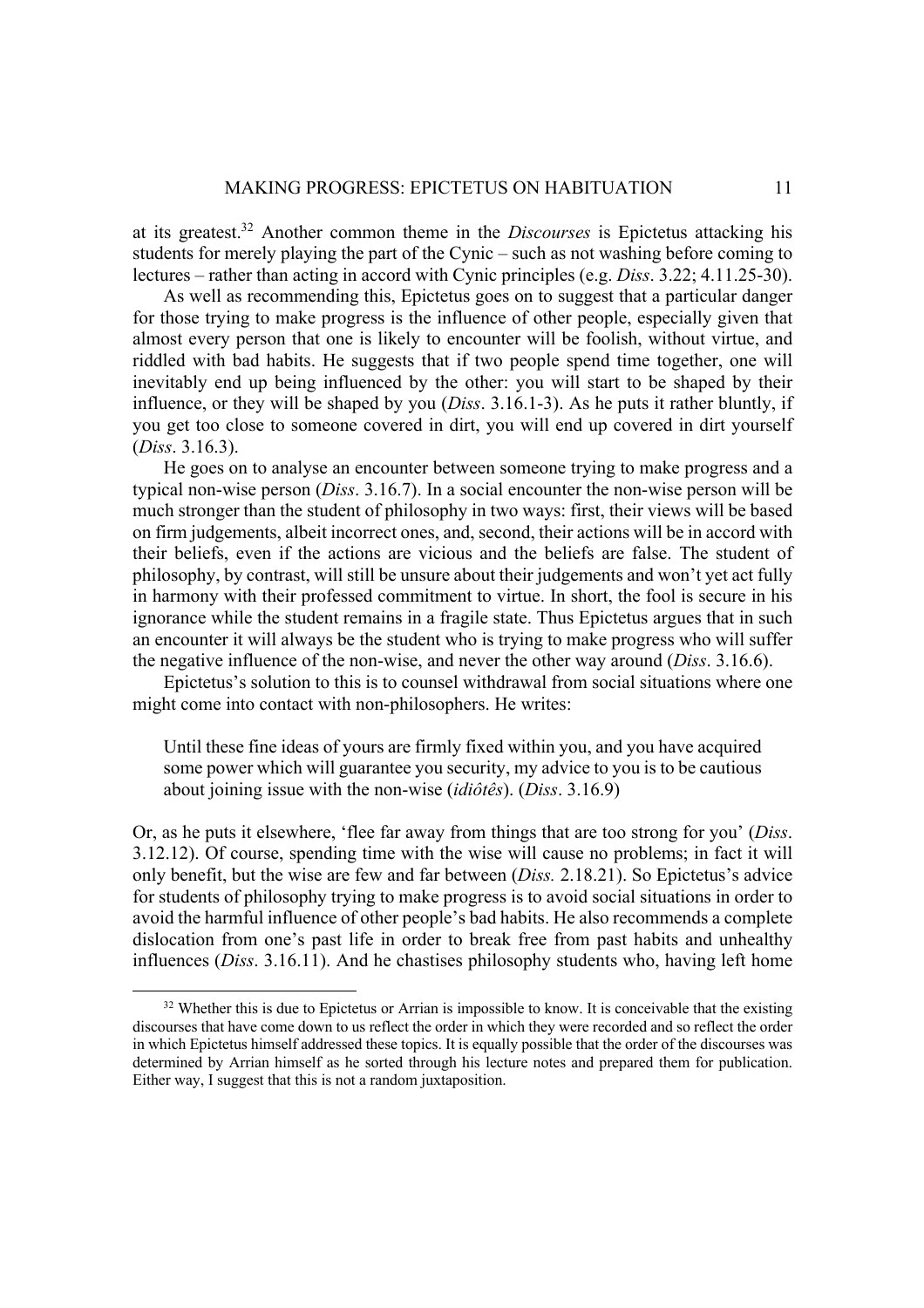at its greatest.[32] Another common theme in the *Discourses* is Epictetus attacking his students for merely playing the part of the Cynic – such as not washing before coming to lectures – rather than acting in accord with Cynic principles (e.g. *Diss*. 3.22; 4.11.25-30).

As well as recommending this, Epictetus goes on to suggest that a particular danger for those trying to make progress is the influence of other people, especially given that almost every person that one is likely to encounter will be foolish, without virtue, and riddled with bad habits. He suggests that if two people spend time together, one will inevitably end up being influenced by the other: you will start to be shaped by their influence, or they will be shaped by you (*Diss*. 3.16.1-3). As he puts it rather bluntly, if you get too close to someone covered in dirt, you will end up covered in dirt yourself (*Diss*. 3.16.3).

He goes on to analyse an encounter between someone trying to make progress and a typical non-wise person (*Diss*. 3.16.7). In a social encounter the non-wise person will be much stronger than the student of philosophy in two ways: first, their views will be based on firm judgements, albeit incorrect ones, and, second, their actions will be in accord with their beliefs, even if the actions are vicious and the beliefs are false. The student of philosophy, by contrast, will still be unsure about their judgements and won't yet act fully in harmony with their professed commitment to virtue. In short, the fool is secure in his ignorance while the student remains in a fragile state. Thus Epictetus argues that in such an encounter it will always be the student who is trying to make progress who will suffer the negative influence of the non-wise, and never the other way around (*Diss*. 3.16.6).

Epictetus's solution to this is to counsel withdrawal from social situations where one might come into contact with non-philosophers. He writes:

> Until these fine ideas of yours are firmly fixed within you, and you have acquired some power which will guarantee you security, my advice to you is to be cautious about joining issue with the non-wise (*idiôtês*). (*Diss*. 3.16.9)

Or, as he puts it elsewhere, 'flee far away from things that are too strong for you' (*Diss*. 3.12.12). Of course, spending time with the wise will cause no problems; in fact it will only benefit, but the wise are few and far between (*Diss.* 2.18.21). So Epictetus's advice for students of philosophy trying to make progress is to avoid social situations in order to avoid the harmful influence of other people's bad habits. He also recommends a complete dislocation from one's past life in order to break free from past habits and unhealthy influences (*Diss*. 3.16.11). And he chastises philosophy students who, having left home

---

[32] Whether this is due to Epictetus or Arrian is impossible to know. It is conceivable that the existing discourses that have come down to us reflect the order in which they were recorded and so reflect the order in which Epictetus himself addressed these topics. It is equally possible that the order of the discourses was determined by Arrian himself as he sorted through his lecture notes and prepared them for publication. Either way, I suggest that this is not a random juxtaposition.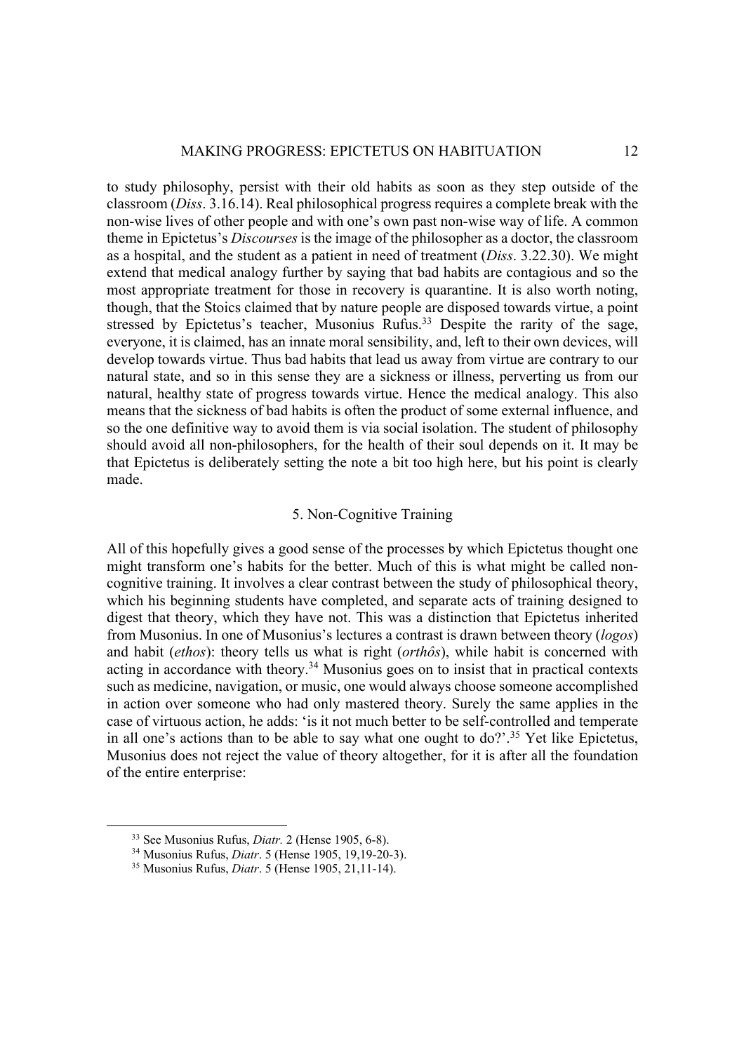to study philosophy, persist with their old habits as soon as they step outside of the classroom (*Diss*. 3.16.14). Real philosophical progress requires a complete break with the non-wise lives of other people and with one's own past non-wise way of life. A common theme in Epictetus's *Discourses* is the image of the philosopher as a doctor, the classroom as a hospital, and the student as a patient in need of treatment (*Diss*. 3.22.30). We might extend that medical analogy further by saying that bad habits are contagious and so the most appropriate treatment for those in recovery is quarantine. It is also worth noting, though, that the Stoics claimed that by nature people are disposed towards virtue, a point stressed by Epictetus's teacher, Musonius Rufus.[33] Despite the rarity of the sage, everyone, it is claimed, has an innate moral sensibility, and, left to their own devices, will develop towards virtue. Thus bad habits that lead us away from virtue are contrary to our natural state, and so in this sense they are a sickness or illness, perverting us from our natural, healthy state of progress towards virtue. Hence the medical analogy. This also means that the sickness of bad habits is often the product of some external influence, and so the one definitive way to avoid them is via social isolation. The student of philosophy should avoid all non-philosophers, for the health of their soul depends on it. It may be that Epictetus is deliberately setting the note a bit too high here, but his point is clearly made.

## 5. Non-Cognitive Training

All of this hopefully gives a good sense of the processes by which Epictetus thought one might transform one's habits for the better. Much of this is what might be called non-cognitive training. It involves a clear contrast between the study of philosophical theory, which his beginning students have completed, and separate acts of training designed to digest that theory, which they have not. This was a distinction that Epictetus inherited from Musonius. In one of Musonius's lectures a contrast is drawn between theory (*logos*) and habit (*ethos*): theory tells us what is right (*orthôs*), while habit is concerned with acting in accordance with theory.[34] Musonius goes on to insist that in practical contexts such as medicine, navigation, or music, one would always choose someone accomplished in action over someone who had only mastered theory. Surely the same applies in the case of virtuous action, he adds: 'is it not much better to be self-controlled and temperate in all one's actions than to be able to say what one ought to do?'.[35] Yet like Epictetus, Musonius does not reject the value of theory altogether, for it is after all the foundation of the entire enterprise:

---

[33] See Musonius Rufus, *Diatr.* 2 (Hense 1905, 6-8).

[34] Musonius Rufus, *Diatr*. 5 (Hense 1905, 19,19-20-3).

[35] Musonius Rufus, *Diatr*. 5 (Hense 1905, 21,11-14).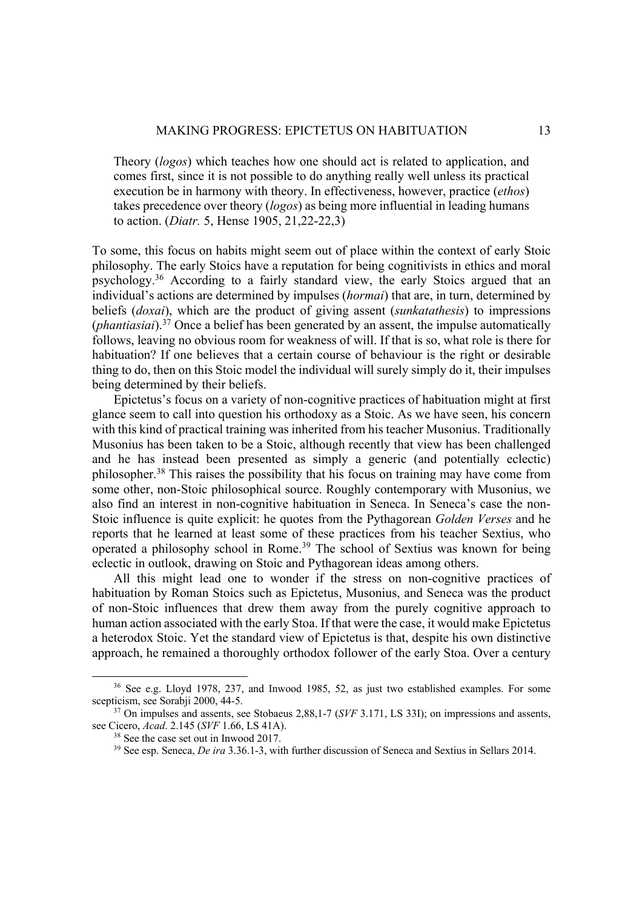> Theory (*logos*) which teaches how one should act is related to application, and comes first, since it is not possible to do anything really well unless its practical execution be in harmony with theory. In effectiveness, however, practice (*ethos*) takes precedence over theory (*logos*) as being more influential in leading humans to action. (*Diatr.* 5, Hense 1905, 21,22-22,3)

To some, this focus on habits might seem out of place within the context of early Stoic philosophy. The early Stoics have a reputation for being cognitivists in ethics and moral psychology.[36] According to a fairly standard view, the early Stoics argued that an individual's actions are determined by impulses (*hormai*) that are, in turn, determined by beliefs (*doxai*), which are the product of giving assent (*sunkatathesis*) to impressions (*phantiasiai*).[37] Once a belief has been generated by an assent, the impulse automatically follows, leaving no obvious room for weakness of will. If that is so, what role is there for habituation? If one believes that a certain course of behaviour is the right or desirable thing to do, then on this Stoic model the individual will surely simply do it, their impulses being determined by their beliefs.

Epictetus's focus on a variety of non-cognitive practices of habituation might at first glance seem to call into question his orthodoxy as a Stoic. As we have seen, his concern with this kind of practical training was inherited from his teacher Musonius. Traditionally Musonius has been taken to be a Stoic, although recently that view has been challenged and he has instead been presented as simply a generic (and potentially eclectic) philosopher.[38] This raises the possibility that his focus on training may have come from some other, non-Stoic philosophical source. Roughly contemporary with Musonius, we also find an interest in non-cognitive habituation in Seneca. In Seneca's case the non-Stoic influence is quite explicit: he quotes from the Pythagorean *Golden Verses* and he reports that he learned at least some of these practices from his teacher Sextius, who operated a philosophy school in Rome.[39] The school of Sextius was known for being eclectic in outlook, drawing on Stoic and Pythagorean ideas among others.

All this might lead one to wonder if the stress on non-cognitive practices of habituation by Roman Stoics such as Epictetus, Musonius, and Seneca was the product of non-Stoic influences that drew them away from the purely cognitive approach to human action associated with the early Stoa. If that were the case, it would make Epictetus a heterodox Stoic. Yet the standard view of Epictetus is that, despite his own distinctive approach, he remained a thoroughly orthodox follower of the early Stoa. Over a century

[36] See e.g. Lloyd 1978, 237, and Inwood 1985, 52, as just two established examples. For some scepticism, see Sorabji 2000, 44-5.

[37] On impulses and assents, see Stobaeus 2,88,1-7 (*SVF* 3.171, LS 33I); on impressions and assents, see Cicero, *Acad*. 2.145 (*SVF* 1.66, LS 41A).

[38] See the case set out in Inwood 2017.

[39] See esp. Seneca, *De ira* 3.36.1-3, with further discussion of Seneca and Sextius in Sellars 2014.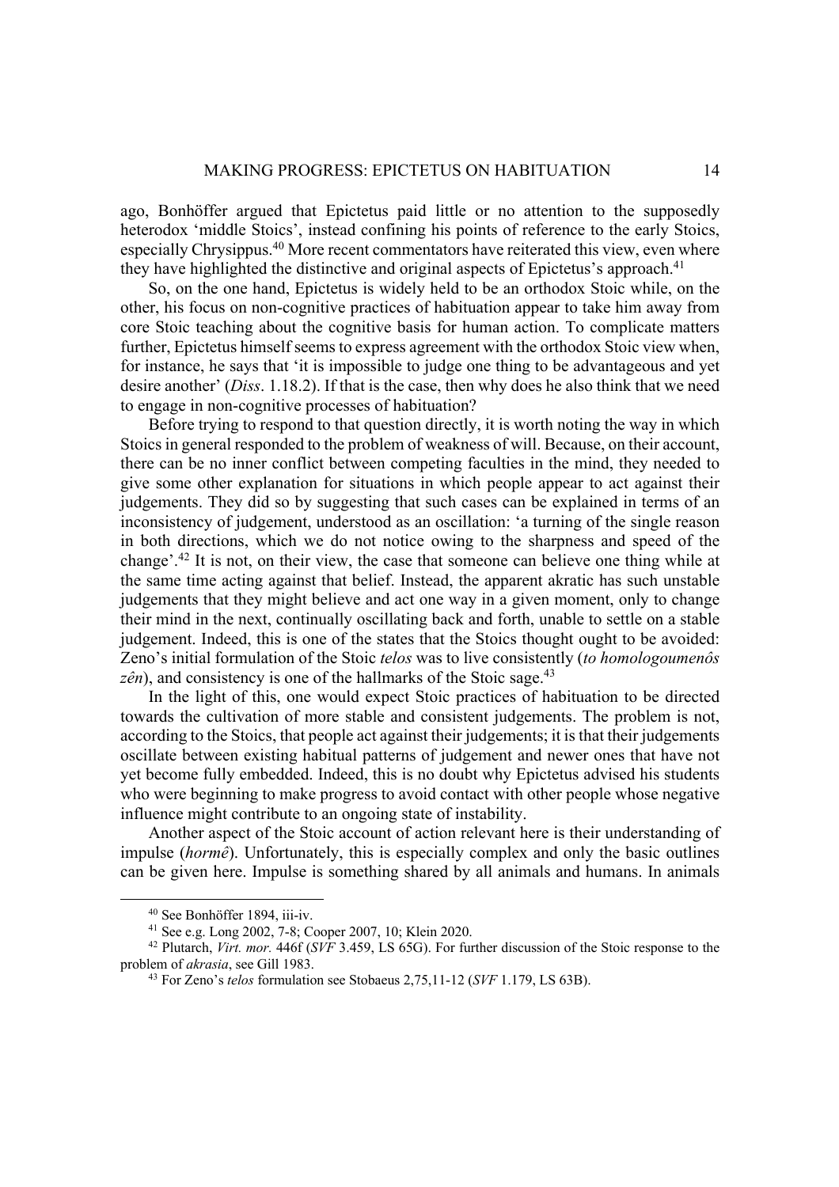ago, Bonhöffer argued that Epictetus paid little or no attention to the supposedly heterodox 'middle Stoics', instead confining his points of reference to the early Stoics, especially Chrysippus.[40] More recent commentators have reiterated this view, even where they have highlighted the distinctive and original aspects of Epictetus's approach.[41]

So, on the one hand, Epictetus is widely held to be an orthodox Stoic while, on the other, his focus on non-cognitive practices of habituation appear to take him away from core Stoic teaching about the cognitive basis for human action. To complicate matters further, Epictetus himself seems to express agreement with the orthodox Stoic view when, for instance, he says that 'it is impossible to judge one thing to be advantageous and yet desire another' (*Diss*. 1.18.2). If that is the case, then why does he also think that we need to engage in non-cognitive processes of habituation?

Before trying to respond to that question directly, it is worth noting the way in which Stoics in general responded to the problem of weakness of will. Because, on their account, there can be no inner conflict between competing faculties in the mind, they needed to give some other explanation for situations in which people appear to act against their judgements. They did so by suggesting that such cases can be explained in terms of an inconsistency of judgement, understood as an oscillation: 'a turning of the single reason in both directions, which we do not notice owing to the sharpness and speed of the change'.[42] It is not, on their view, the case that someone can believe one thing while at the same time acting against that belief. Instead, the apparent akratic has such unstable judgements that they might believe and act one way in a given moment, only to change their mind in the next, continually oscillating back and forth, unable to settle on a stable judgement. Indeed, this is one of the states that the Stoics thought ought to be avoided: Zeno's initial formulation of the Stoic *telos* was to live consistently (*to homologoumenôs zên*), and consistency is one of the hallmarks of the Stoic sage.[43]

In the light of this, one would expect Stoic practices of habituation to be directed towards the cultivation of more stable and consistent judgements. The problem is not, according to the Stoics, that people act against their judgements; it is that their judgements oscillate between existing habitual patterns of judgement and newer ones that have not yet become fully embedded. Indeed, this is no doubt why Epictetus advised his students who were beginning to make progress to avoid contact with other people whose negative influence might contribute to an ongoing state of instability.

Another aspect of the Stoic account of action relevant here is their understanding of impulse (*hormê*). Unfortunately, this is especially complex and only the basic outlines can be given here. Impulse is something shared by all animals and humans. In animals

[40] See Bonhöffer 1894, iii-iv.

[41] See e.g. Long 2002, 7-8; Cooper 2007, 10; Klein 2020.

[42] Plutarch, *Virt. mor.* 446f (*SVF* 3.459, LS 65G). For further discussion of the Stoic response to the problem of *akrasia*, see Gill 1983.

[43] For Zeno's *telos* formulation see Stobaeus 2,75,11-12 (*SVF* 1.179, LS 63B).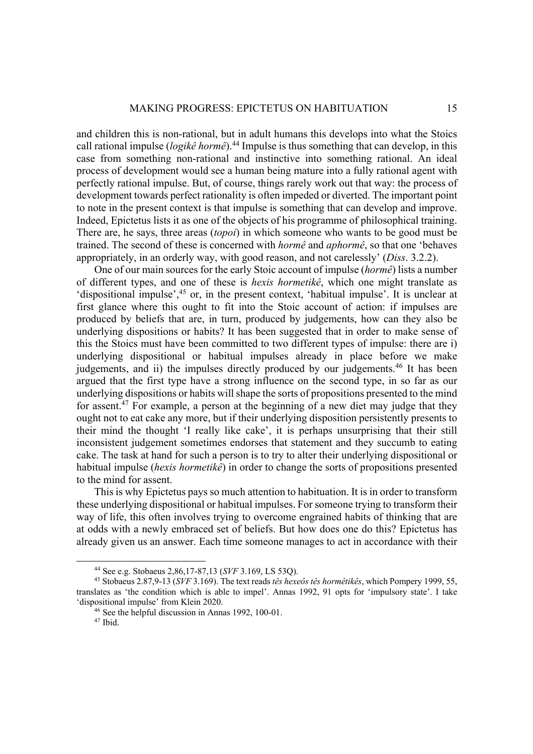and children this is non-rational, but in adult humans this develops into what the Stoics call rational impulse (*logikê hormê*).[44] Impulse is thus something that can develop, in this case from something non-rational and instinctive into something rational. An ideal process of development would see a human being mature into a fully rational agent with perfectly rational impulse. But, of course, things rarely work out that way: the process of development towards perfect rationality is often impeded or diverted. The important point to note in the present context is that impulse is something that can develop and improve. Indeed, Epictetus lists it as one of the objects of his programme of philosophical training. There are, he says, three areas (*topoi*) in which someone who wants to be good must be trained. The second of these is concerned with *hormê* and *aphormê*, so that one 'behaves appropriately, in an orderly way, with good reason, and not carelessly' (*Diss*. 3.2.2).

One of our main sources for the early Stoic account of impulse (*hormê*) lists a number of different types, and one of these is *hexis hormetikê*, which one might translate as 'dispositional impulse',[45] or, in the present context, 'habitual impulse'. It is unclear at first glance where this ought to fit into the Stoic account of action: if impulses are produced by beliefs that are, in turn, produced by judgements, how can they also be underlying dispositions or habits? It has been suggested that in order to make sense of this the Stoics must have been committed to two different types of impulse: there are i) underlying dispositional or habitual impulses already in place before we make judgements, and ii) the impulses directly produced by our judgements.[46] It has been argued that the first type have a strong influence on the second type, in so far as our underlying dispositions or habits will shape the sorts of propositions presented to the mind for assent.[47] For example, a person at the beginning of a new diet may judge that they ought not to eat cake any more, but if their underlying disposition persistently presents to their mind the thought 'I really like cake', it is perhaps unsurprising that their still inconsistent judgement sometimes endorses that statement and they succumb to eating cake. The task at hand for such a person is to try to alter their underlying dispositional or habitual impulse (*hexis hormetikê*) in order to change the sorts of propositions presented to the mind for assent.

This is why Epictetus pays so much attention to habituation. It is in order to transform these underlying dispositional or habitual impulses. For someone trying to transform their way of life, this often involves trying to overcome engrained habits of thinking that are at odds with a newly embraced set of beliefs. But how does one do this? Epictetus has already given us an answer. Each time someone manages to act in accordance with their

---

[44] See e.g. Stobaeus 2,86,17-87,13 (*SVF* 3.169, LS 53Q).

[45] Stobaeus 2.87,9-13 (*SVF* 3.169). The text reads *tês hexeôs tês hormêtikês*, which Pompery 1999, 55, translates as 'the condition which is able to impel'. Annas 1992, 91 opts for 'impulsory state'. I take 'dispositional impulse' from Klein 2020.

[46] See the helpful discussion in Annas 1992, 100-01.

[47] Ibid.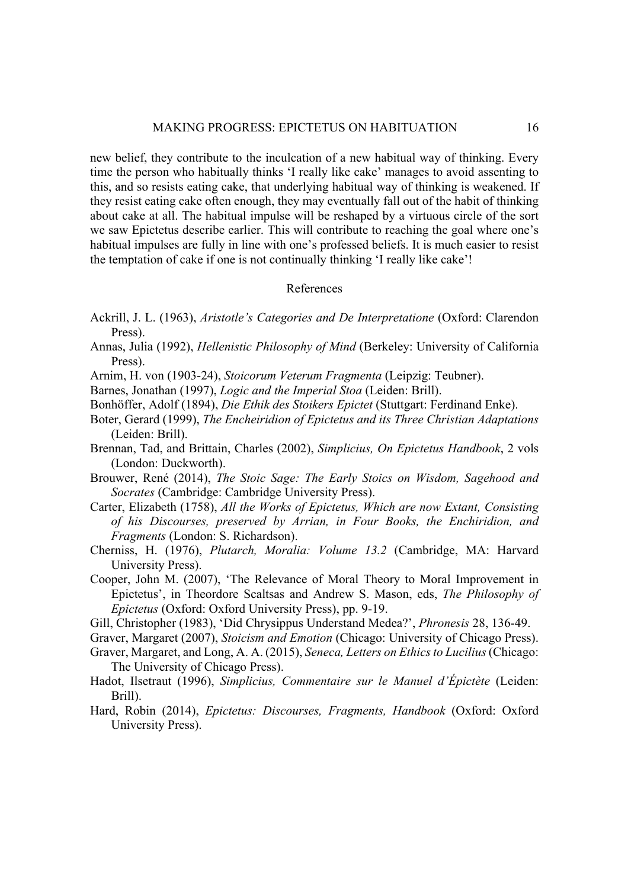new belief, they contribute to the inculcation of a new habitual way of thinking. Every time the person who habitually thinks 'I really like cake' manages to avoid assenting to this, and so resists eating cake, that underlying habitual way of thinking is weakened. If they resist eating cake often enough, they may eventually fall out of the habit of thinking about cake at all. The habitual impulse will be reshaped by a virtuous circle of the sort we saw Epictetus describe earlier. This will contribute to reaching the goal where one's habitual impulses are fully in line with one's professed beliefs. It is much easier to resist the temptation of cake if one is not continually thinking 'I really like cake'!

## References

Ackrill, J. L. (1963), *Aristotle's Categories and De Interpretatione* (Oxford: Clarendon Press).

Annas, Julia (1992), *Hellenistic Philosophy of Mind* (Berkeley: University of California Press).

Arnim, H. von (1903-24), *Stoicorum Veterum Fragmenta* (Leipzig: Teubner).

Barnes, Jonathan (1997), *Logic and the Imperial Stoa* (Leiden: Brill).

Bonhöffer, Adolf (1894), *Die Ethik des Stoikers Epictet* (Stuttgart: Ferdinand Enke).

Boter, Gerard (1999), *The Encheiridion of Epictetus and its Three Christian Adaptations* (Leiden: Brill).

Brennan, Tad, and Brittain, Charles (2002), *Simplicius, On Epictetus Handbook*, 2 vols (London: Duckworth).

Brouwer, René (2014), *The Stoic Sage: The Early Stoics on Wisdom, Sagehood and Socrates* (Cambridge: Cambridge University Press).

Carter, Elizabeth (1758), *All the Works of Epictetus, Which are now Extant, Consisting of his Discourses, preserved by Arrian, in Four Books, the Enchiridion, and Fragments* (London: S. Richardson).

Cherniss, H. (1976), *Plutarch, Moralia: Volume 13.2* (Cambridge, MA: Harvard University Press).

Cooper, John M. (2007), 'The Relevance of Moral Theory to Moral Improvement in Epictetus', in Theordore Scaltsas and Andrew S. Mason, eds, *The Philosophy of Epictetus* (Oxford: Oxford University Press), pp. 9-19.

Gill, Christopher (1983), 'Did Chrysippus Understand Medea?', *Phronesis* 28, 136-49.

Graver, Margaret (2007), *Stoicism and Emotion* (Chicago: University of Chicago Press).

Graver, Margaret, and Long, A. A. (2015), *Seneca, Letters on Ethics to Lucilius* (Chicago: The University of Chicago Press).

Hadot, Ilsetraut (1996), *Simplicius, Commentaire sur le Manuel d'Épictète* (Leiden: Brill).

Hard, Robin (2014), *Epictetus: Discourses, Fragments, Handbook* (Oxford: Oxford University Press).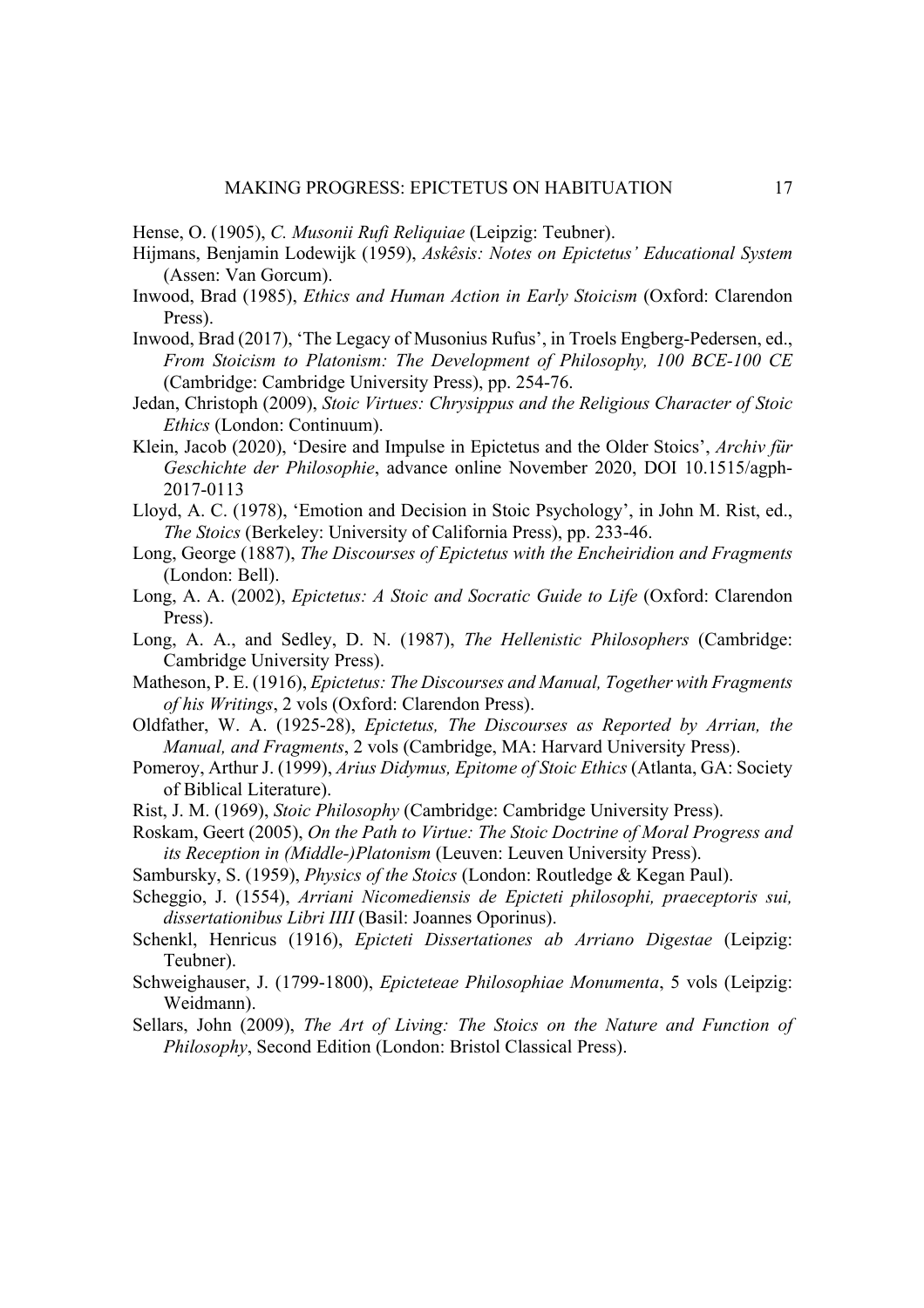Hense, O. (1905), *C. Musonii Rufi Reliquiae* (Leipzig: Teubner).

Hijmans, Benjamin Lodewijk (1959), *Askêsis: Notes on Epictetus' Educational System* (Assen: Van Gorcum).

Inwood, Brad (1985), *Ethics and Human Action in Early Stoicism* (Oxford: Clarendon Press).

Inwood, Brad (2017), 'The Legacy of Musonius Rufus', in Troels Engberg-Pedersen, ed., *From Stoicism to Platonism: The Development of Philosophy, 100 BCE-100 CE* (Cambridge: Cambridge University Press), pp. 254-76.

Jedan, Christoph (2009), *Stoic Virtues: Chrysippus and the Religious Character of Stoic Ethics* (London: Continuum).

Klein, Jacob (2020), 'Desire and Impulse in Epictetus and the Older Stoics', *Archiv für Geschichte der Philosophie*, advance online November 2020, DOI 10.1515/agph-2017-0113

Lloyd, A. C. (1978), 'Emotion and Decision in Stoic Psychology', in John M. Rist, ed., *The Stoics* (Berkeley: University of California Press), pp. 233-46.

Long, George (1887), *The Discourses of Epictetus with the Encheiridion and Fragments* (London: Bell).

Long, A. A. (2002), *Epictetus: A Stoic and Socratic Guide to Life* (Oxford: Clarendon Press).

Long, A. A., and Sedley, D. N. (1987), *The Hellenistic Philosophers* (Cambridge: Cambridge University Press).

Matheson, P. E. (1916), *Epictetus: The Discourses and Manual, Together with Fragments of his Writings*, 2 vols (Oxford: Clarendon Press).

Oldfather, W. A. (1925-28), *Epictetus, The Discourses as Reported by Arrian, the Manual, and Fragments*, 2 vols (Cambridge, MA: Harvard University Press).

Pomeroy, Arthur J. (1999), *Arius Didymus, Epitome of Stoic Ethics* (Atlanta, GA: Society of Biblical Literature).

Rist, J. M. (1969), *Stoic Philosophy* (Cambridge: Cambridge University Press).

Roskam, Geert (2005), *On the Path to Virtue: The Stoic Doctrine of Moral Progress and its Reception in (Middle-)Platonism* (Leuven: Leuven University Press).

Sambursky, S. (1959), *Physics of the Stoics* (London: Routledge & Kegan Paul).

Scheggio, J. (1554), *Arriani Nicomediensis de Epicteti philosophi, praeceptoris sui, dissertationibus Libri IIII* (Basil: Joannes Oporinus).

Schenkl, Henricus (1916), *Epicteti Dissertationes ab Arriano Digestae* (Leipzig: Teubner).

Schweighauser, J. (1799-1800), *Epicteteae Philosophiae Monumenta*, 5 vols (Leipzig: Weidmann).

Sellars, John (2009), *The Art of Living: The Stoics on the Nature and Function of Philosophy*, Second Edition (London: Bristol Classical Press).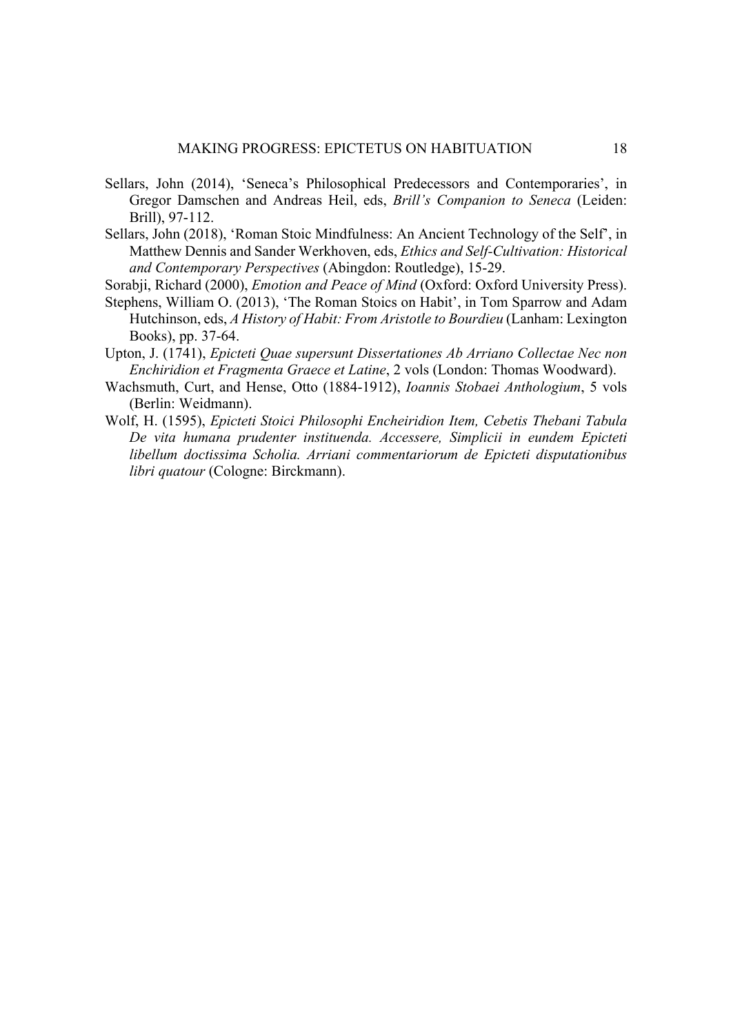Sellars, John (2014), 'Seneca's Philosophical Predecessors and Contemporaries', in Gregor Damschen and Andreas Heil, eds, *Brill's Companion to Seneca* (Leiden: Brill), 97-112.

Sellars, John (2018), 'Roman Stoic Mindfulness: An Ancient Technology of the Self', in Matthew Dennis and Sander Werkhoven, eds, *Ethics and Self-Cultivation: Historical and Contemporary Perspectives* (Abingdon: Routledge), 15-29.

Sorabji, Richard (2000), *Emotion and Peace of Mind* (Oxford: Oxford University Press).

Stephens, William O. (2013), 'The Roman Stoics on Habit', in Tom Sparrow and Adam Hutchinson, eds, *A History of Habit: From Aristotle to Bourdieu* (Lanham: Lexington Books), pp. 37-64.

Upton, J. (1741), *Epicteti Quae supersunt Dissertationes Ab Arriano Collectae Nec non Enchiridion et Fragmenta Graece et Latine*, 2 vols (London: Thomas Woodward).

Wachsmuth, Curt, and Hense, Otto (1884-1912), *Ioannis Stobaei Anthologium*, 5 vols (Berlin: Weidmann).

Wolf, H. (1595), *Epicteti Stoici Philosophi Encheiridion Item, Cebetis Thebani Tabula De vita humana prudenter instituenda. Accessere, Simplicii in eundem Epicteti libellum doctissima Scholia. Arriani commentariorum de Epicteti disputationibus libri quatour* (Cologne: Birckmann).